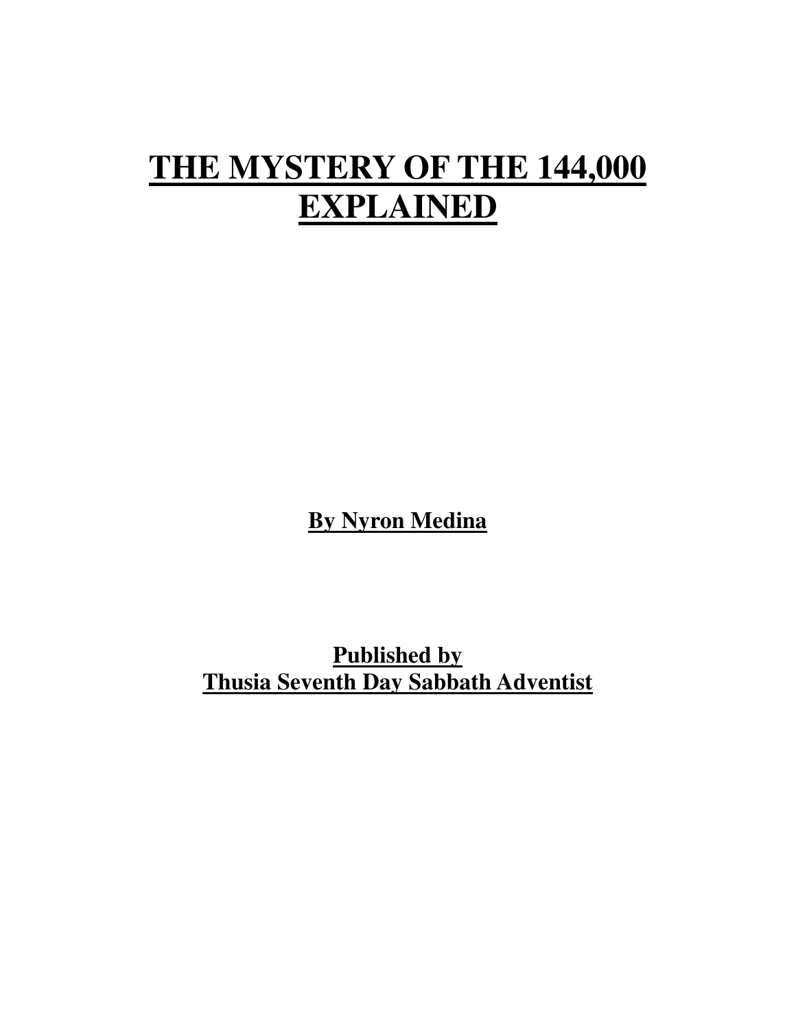# THE MYSTERY OF THE 144,000 EXPLAINED

**By Nyron Medina**

**Published by**
**Thusia Seventh Day Sabbath Adventist**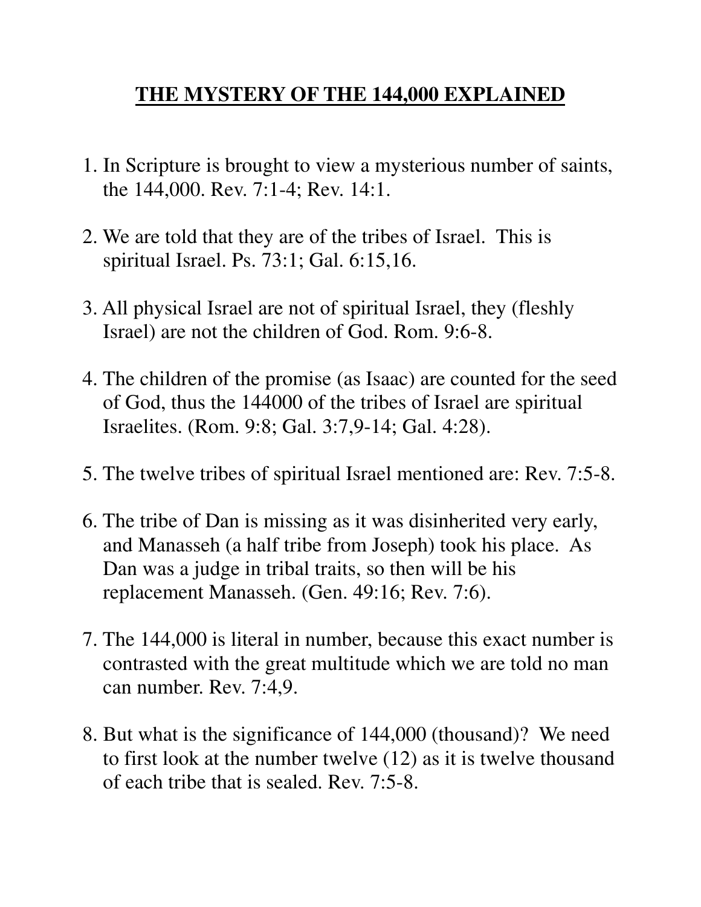# THE MYSTERY OF THE 144,000 EXPLAINED

1. In Scripture is brought to view a mysterious number of saints, the 144,000. Rev. 7:1-4; Rev. 14:1.

2. We are told that they are of the tribes of Israel. This is spiritual Israel. Ps. 73:1; Gal. 6:15,16.

3. All physical Israel are not of spiritual Israel, they (fleshly Israel) are not the children of God. Rom. 9:6-8.

4. The children of the promise (as Isaac) are counted for the seed of God, thus the 144000 of the tribes of Israel are spiritual Israelites. (Rom. 9:8; Gal. 3:7,9-14; Gal. 4:28).

5. The twelve tribes of spiritual Israel mentioned are: Rev. 7:5-8.

6. The tribe of Dan is missing as it was disinherited very early, and Manasseh (a half tribe from Joseph) took his place. As Dan was a judge in tribal traits, so then will be his replacement Manasseh. (Gen. 49:16; Rev. 7:6).

7. The 144,000 is literal in number, because this exact number is contrasted with the great multitude which we are told no man can number. Rev. 7:4,9.

8. But what is the significance of 144,000 (thousand)? We need to first look at the number twelve (12) as it is twelve thousand of each tribe that is sealed. Rev. 7:5-8.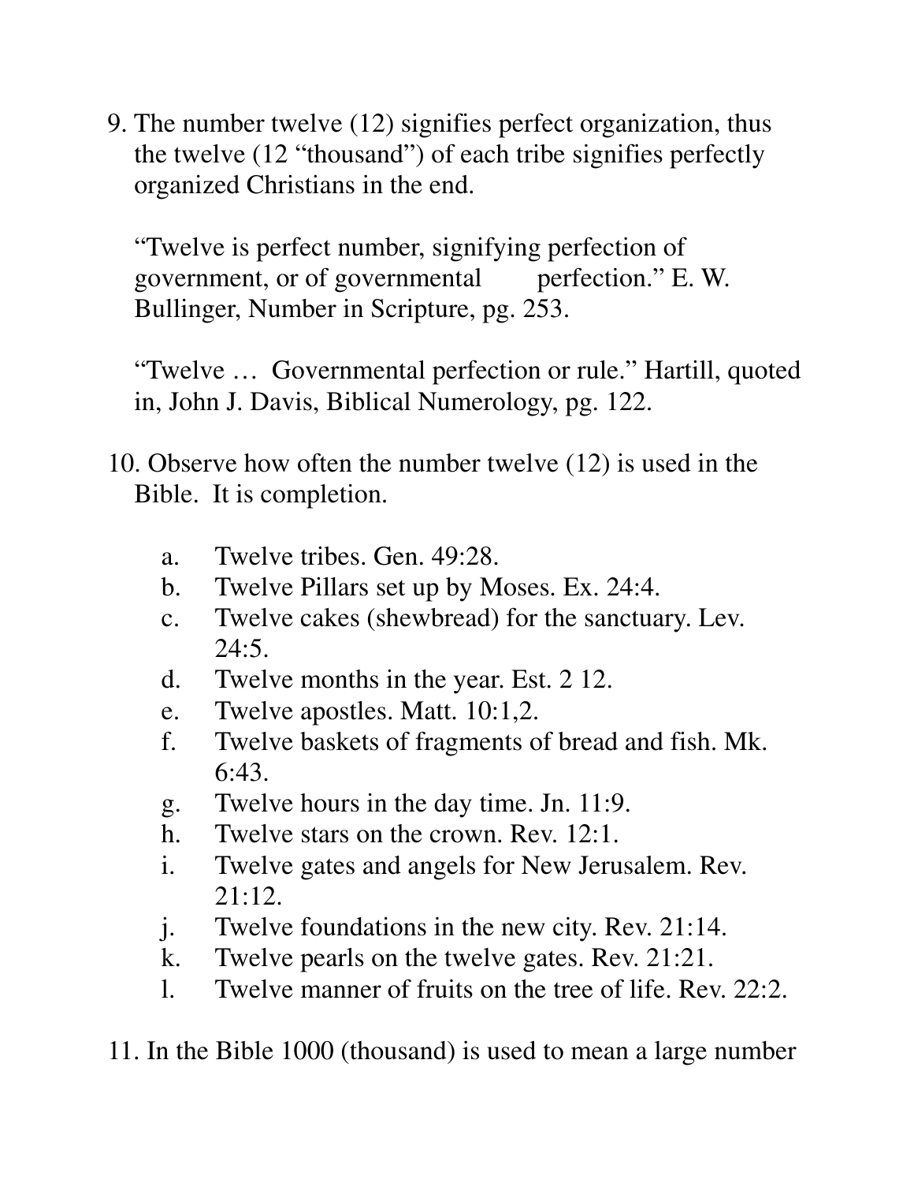9. The number twelve (12) signifies perfect organization, thus the twelve (12 "thousand") of each tribe signifies perfectly organized Christians in the end.

   "Twelve is perfect number, signifying perfection of government, or of governmental perfection." E. W. Bullinger, Number in Scripture, pg. 253.

   "Twelve … Governmental perfection or rule." Hartill, quoted in, John J. Davis, Biblical Numerology, pg. 122.

10. Observe how often the number twelve (12) is used in the Bible. It is completion.

    a. Twelve tribes. Gen. 49:28.
    b. Twelve Pillars set up by Moses. Ex. 24:4.
    c. Twelve cakes (shewbread) for the sanctuary. Lev. 24:5.
    d. Twelve months in the year. Est. 2 12.
    e. Twelve apostles. Matt. 10:1,2.
    f. Twelve baskets of fragments of bread and fish. Mk. 6:43.
    g. Twelve hours in the day time. Jn. 11:9.
    h. Twelve stars on the crown. Rev. 12:1.
    i. Twelve gates and angels for New Jerusalem. Rev. 21:12.
    j. Twelve foundations in the new city. Rev. 21:14.
    k. Twelve pearls on the twelve gates. Rev. 21:21.
    l. Twelve manner of fruits on the tree of life. Rev. 22:2.

11. In the Bible 1000 (thousand) is used to mean a large number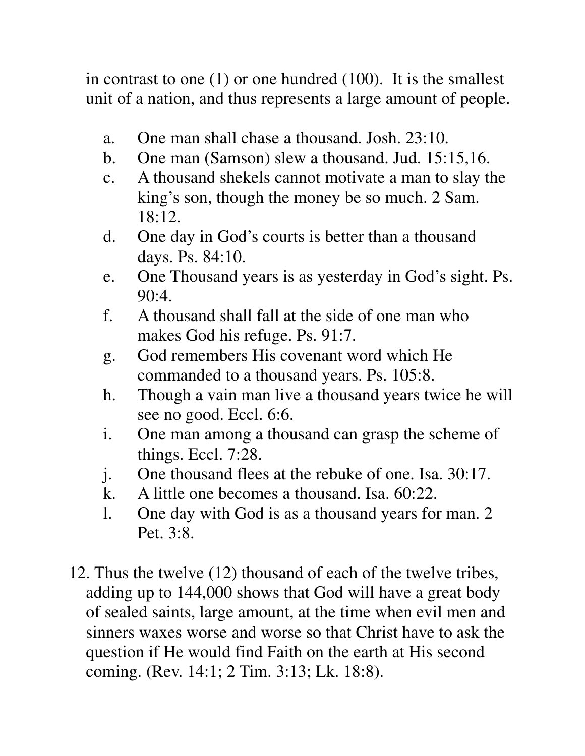in contrast to one (1) or one hundred (100). It is the smallest unit of a nation, and thus represents a large amount of people.

a. One man shall chase a thousand. Josh. 23:10.
b. One man (Samson) slew a thousand. Jud. 15:15,16.
c. A thousand shekels cannot motivate a man to slay the king's son, though the money be so much. 2 Sam. 18:12.
d. One day in God's courts is better than a thousand days. Ps. 84:10.
e. One Thousand years is as yesterday in God's sight. Ps. 90:4.
f. A thousand shall fall at the side of one man who makes God his refuge. Ps. 91:7.
g. God remembers His covenant word which He commanded to a thousand years. Ps. 105:8.
h. Though a vain man live a thousand years twice he will see no good. Eccl. 6:6.
i. One man among a thousand can grasp the scheme of things. Eccl. 7:28.
j. One thousand flees at the rebuke of one. Isa. 30:17.
k. A little one becomes a thousand. Isa. 60:22.
l. One day with God is as a thousand years for man. 2 Pet. 3:8.

12. Thus the twelve (12) thousand of each of the twelve tribes, adding up to 144,000 shows that God will have a great body of sealed saints, large amount, at the time when evil men and sinners waxes worse and worse so that Christ have to ask the question if He would find Faith on the earth at His second coming. (Rev. 14:1; 2 Tim. 3:13; Lk. 18:8).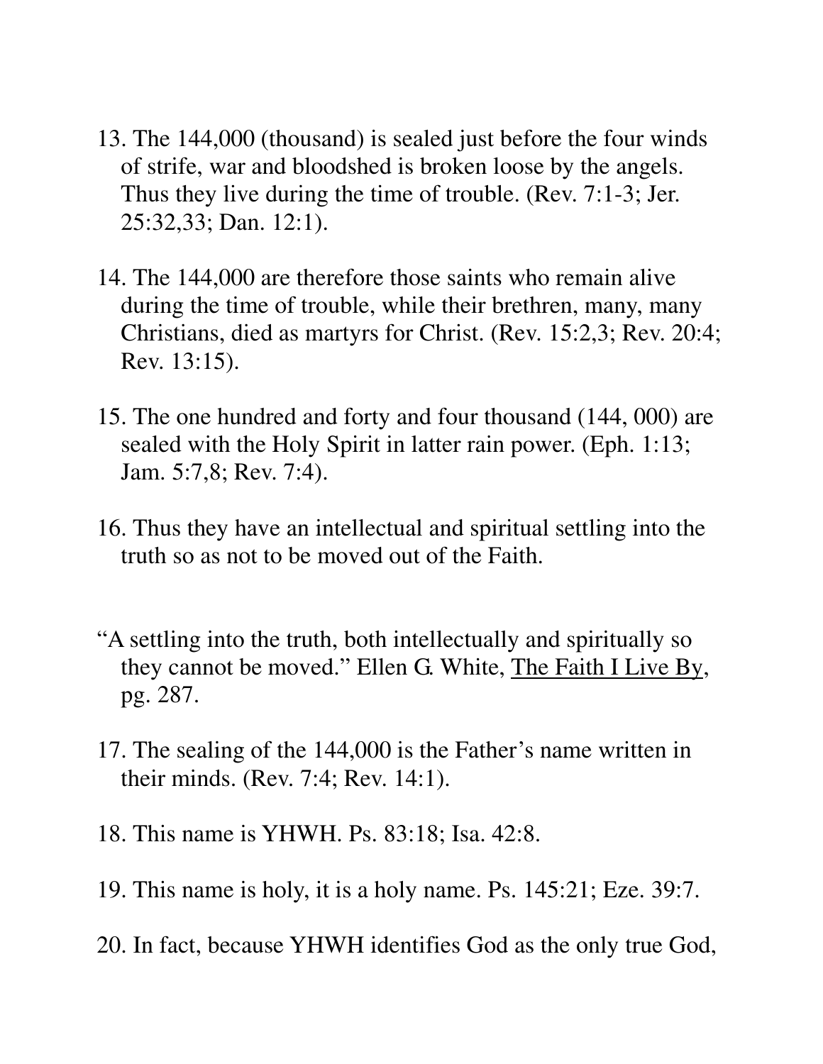13. The 144,000 (thousand) is sealed just before the four winds of strife, war and bloodshed is broken loose by the angels. Thus they live during the time of trouble. (Rev. 7:1-3; Jer. 25:32,33; Dan. 12:1).

14. The 144,000 are therefore those saints who remain alive during the time of trouble, while their brethren, many, many Christians, died as martyrs for Christ. (Rev. 15:2,3; Rev. 20:4; Rev. 13:15).

15. The one hundred and forty and four thousand (144, 000) are sealed with the Holy Spirit in latter rain power. (Eph. 1:13; Jam. 5:7,8; Rev. 7:4).

16. Thus they have an intellectual and spiritual settling into the truth so as not to be moved out of the Faith.

"A settling into the truth, both intellectually and spiritually so they cannot be moved." Ellen G. White, The Faith I Live By, pg. 287.

17. The sealing of the 144,000 is the Father's name written in their minds. (Rev. 7:4; Rev. 14:1).

18. This name is YHWH. Ps. 83:18; Isa. 42:8.

19. This name is holy, it is a holy name. Ps. 145:21; Eze. 39:7.

20. In fact, because YHWH identifies God as the only true God,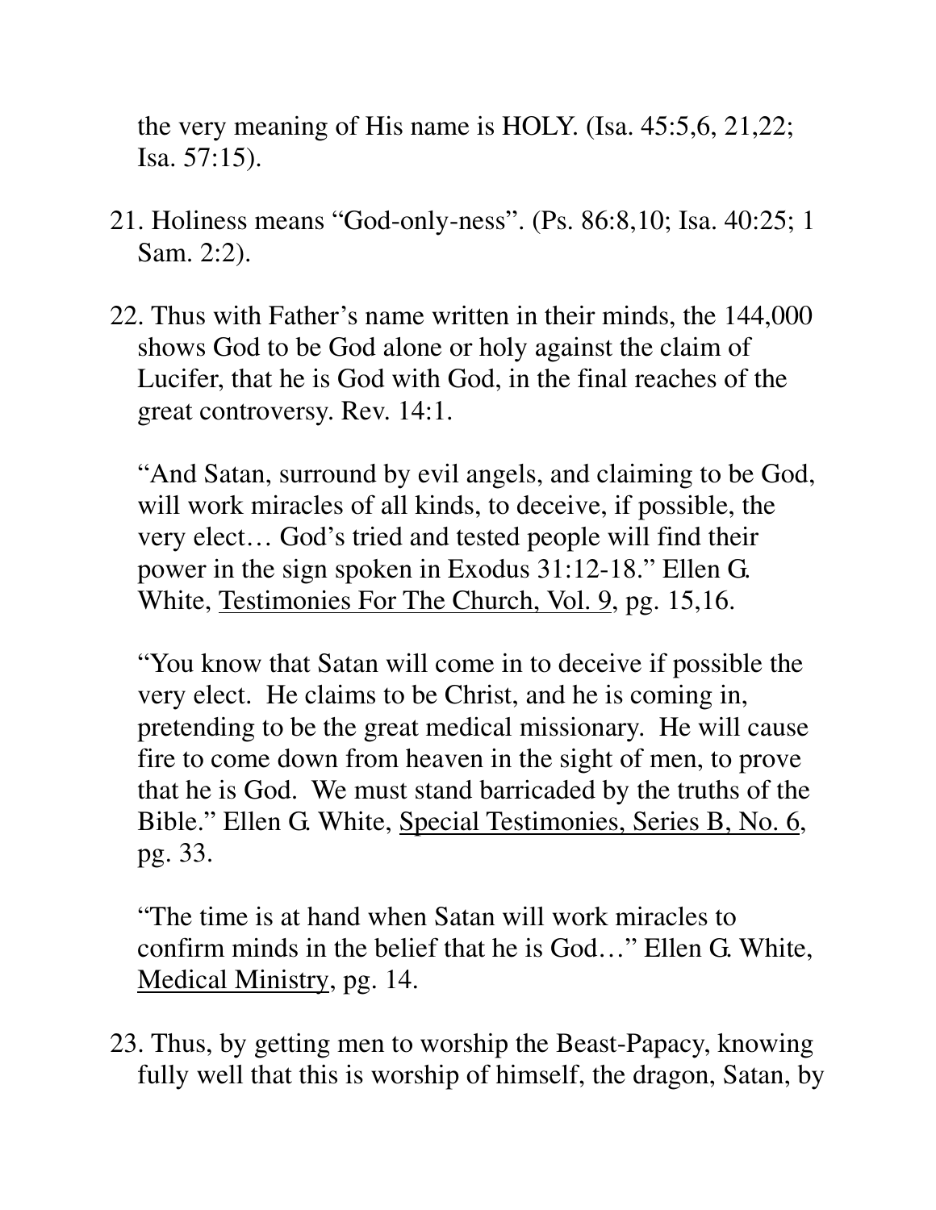the very meaning of His name is HOLY. (Isa. 45:5,6, 21,22; Isa. 57:15).

21. Holiness means "God-only-ness". (Ps. 86:8,10; Isa. 40:25; 1 Sam. 2:2).

22. Thus with Father's name written in their minds, the 144,000 shows God to be God alone or holy against the claim of Lucifer, that he is God with God, in the final reaches of the great controversy. Rev. 14:1.

    "And Satan, surround by evil angels, and claiming to be God, will work miracles of all kinds, to deceive, if possible, the very elect… God's tried and tested people will find their power in the sign spoken in Exodus 31:12-18." Ellen G. White, Testimonies For The Church, Vol. 9, pg. 15,16.

    "You know that Satan will come in to deceive if possible the very elect. He claims to be Christ, and he is coming in, pretending to be the great medical missionary. He will cause fire to come down from heaven in the sight of men, to prove that he is God. We must stand barricaded by the truths of the Bible." Ellen G. White, Special Testimonies, Series B, No. 6, pg. 33.

    "The time is at hand when Satan will work miracles to confirm minds in the belief that he is God…" Ellen G. White, Medical Ministry, pg. 14.

23. Thus, by getting men to worship the Beast-Papacy, knowing fully well that this is worship of himself, the dragon, Satan, by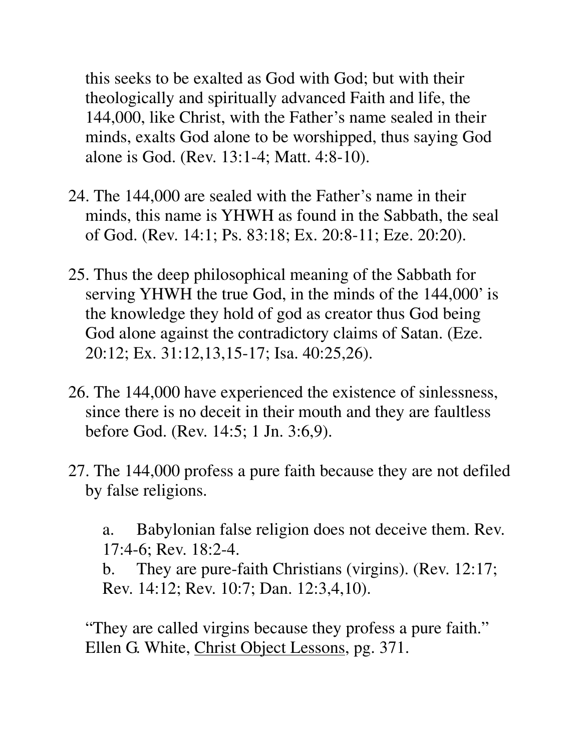this seeks to be exalted as God with God; but with their theologically and spiritually advanced Faith and life, the 144,000, like Christ, with the Father's name sealed in their minds, exalts God alone to be worshipped, thus saying God alone is God. (Rev. 13:1-4; Matt. 4:8-10).

24. The 144,000 are sealed with the Father's name in their minds, this name is YHWH as found in the Sabbath, the seal of God. (Rev. 14:1; Ps. 83:18; Ex. 20:8-11; Eze. 20:20).

25. Thus the deep philosophical meaning of the Sabbath for serving YHWH the true God, in the minds of the 144,000' is the knowledge they hold of god as creator thus God being God alone against the contradictory claims of Satan. (Eze. 20:12; Ex. 31:12,13,15-17; Isa. 40:25,26).

26. The 144,000 have experienced the existence of sinlessness, since there is no deceit in their mouth and they are faultless before God. (Rev. 14:5; 1 Jn. 3:6,9).

27. The 144,000 profess a pure faith because they are not defiled by false religions.

    a. Babylonian false religion does not deceive them. Rev. 17:4-6; Rev. 18:2-4.
    b. They are pure-faith Christians (virgins). (Rev. 12:17; Rev. 14:12; Rev. 10:7; Dan. 12:3,4,10).

"They are called virgins because they profess a pure faith." Ellen G. White, <u>Christ Object Lessons</u>, pg. 371.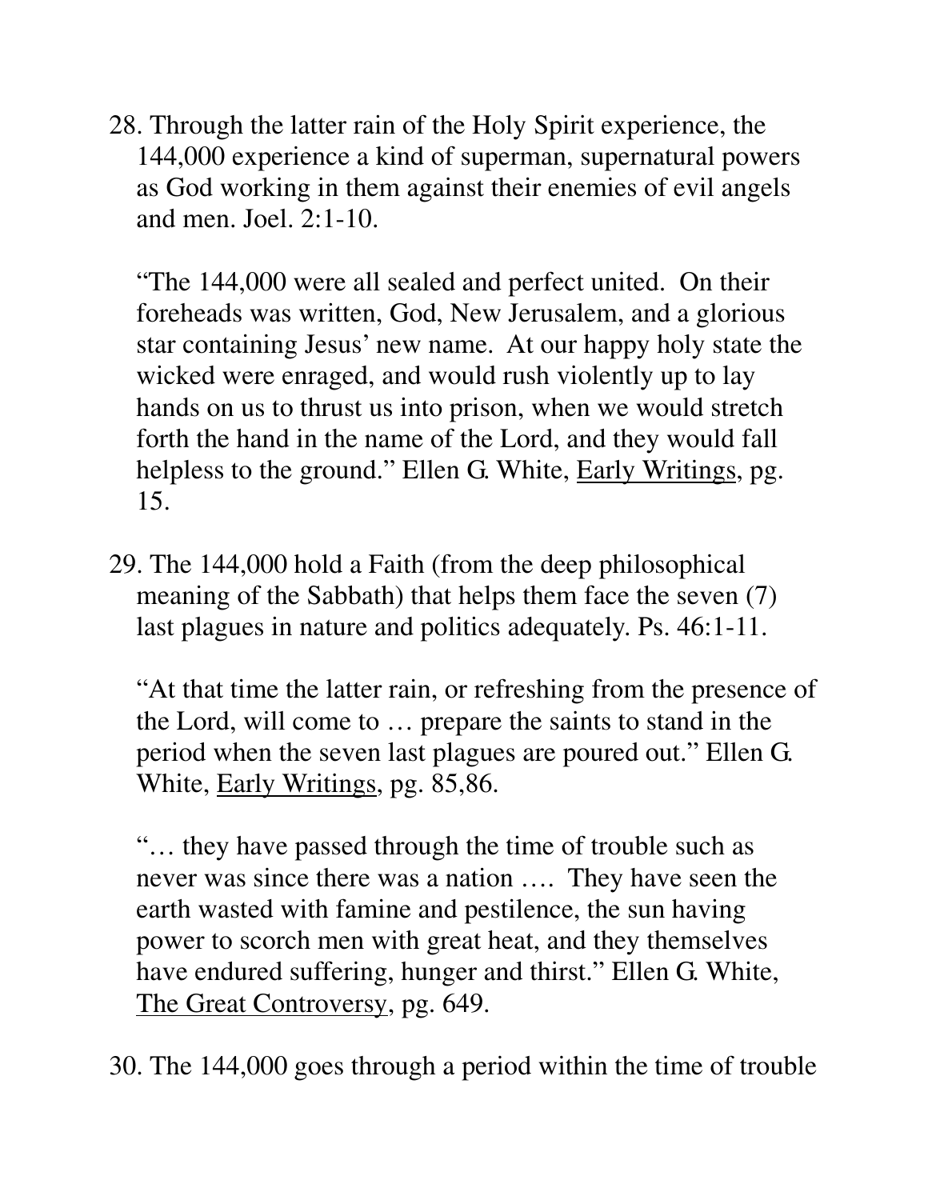28. Through the latter rain of the Holy Spirit experience, the 144,000 experience a kind of superman, supernatural powers as God working in them against their enemies of evil angels and men. Joel. 2:1-10.

    "The 144,000 were all sealed and perfect united. On their foreheads was written, God, New Jerusalem, and a glorious star containing Jesus' new name. At our happy holy state the wicked were enraged, and would rush violently up to lay hands on us to thrust us into prison, when we would stretch forth the hand in the name of the Lord, and they would fall helpless to the ground." Ellen G. White, <u>Early Writings</u>, pg. 15.

29. The 144,000 hold a Faith (from the deep philosophical meaning of the Sabbath) that helps them face the seven (7) last plagues in nature and politics adequately. Ps. 46:1-11.

    "At that time the latter rain, or refreshing from the presence of the Lord, will come to … prepare the saints to stand in the period when the seven last plagues are poured out." Ellen G. White, <u>Early Writings</u>, pg. 85,86.

    "… they have passed through the time of trouble such as never was since there was a nation …. They have seen the earth wasted with famine and pestilence, the sun having power to scorch men with great heat, and they themselves have endured suffering, hunger and thirst." Ellen G. White, <u>The Great Controversy</u>, pg. 649.

30. The 144,000 goes through a period within the time of trouble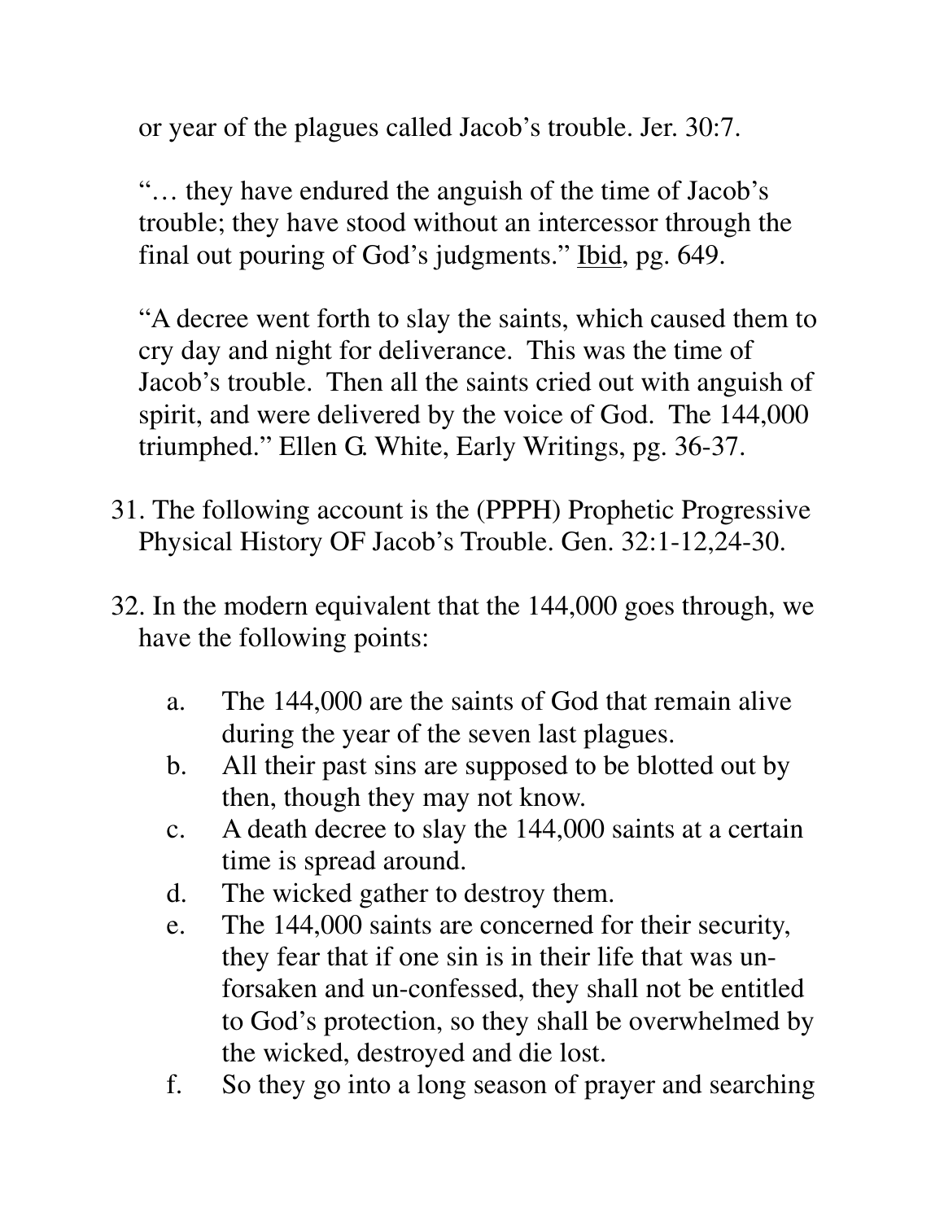or year of the plagues called Jacob's trouble. Jer. 30:7.

"… they have endured the anguish of the time of Jacob's trouble; they have stood without an intercessor through the final out pouring of God's judgments." Ibid, pg. 649.

"A decree went forth to slay the saints, which caused them to cry day and night for deliverance. This was the time of Jacob's trouble. Then all the saints cried out with anguish of spirit, and were delivered by the voice of God. The 144,000 triumphed." Ellen G. White, Early Writings, pg. 36-37.

31. The following account is the (PPPH) Prophetic Progressive Physical History OF Jacob's Trouble. Gen. 32:1-12,24-30.

32. In the modern equivalent that the 144,000 goes through, we have the following points:

    a. The 144,000 are the saints of God that remain alive during the year of the seven last plagues.
    b. All their past sins are supposed to be blotted out by then, though they may not know.
    c. A death decree to slay the 144,000 saints at a certain time is spread around.
    d. The wicked gather to destroy them.
    e. The 144,000 saints are concerned for their security, they fear that if one sin is in their life that was un-forsaken and un-confessed, they shall not be entitled to God's protection, so they shall be overwhelmed by the wicked, destroyed and die lost.
    f. So they go into a long season of prayer and searching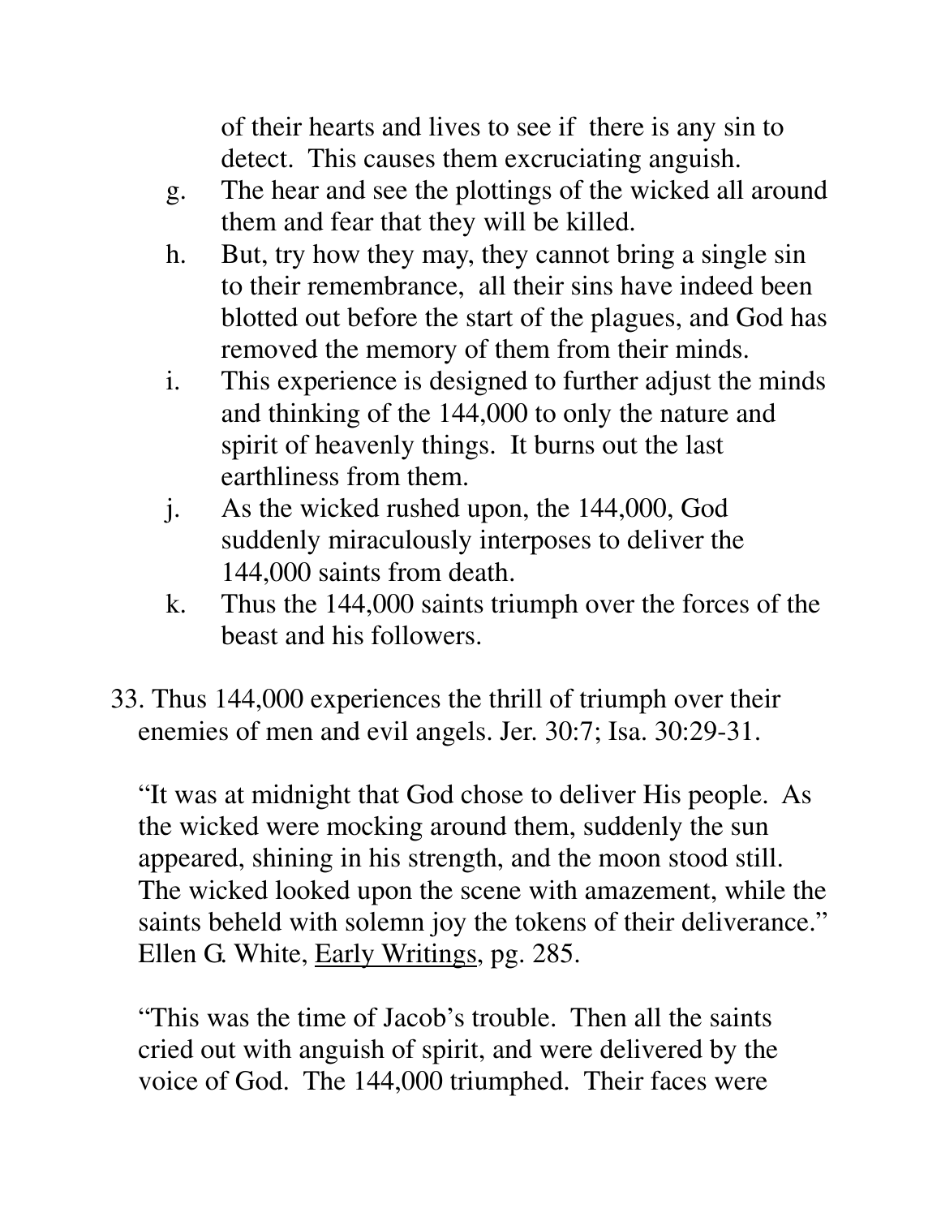of their hearts and lives to see if there is any sin to detect. This causes them excruciating anguish.

g. The hear and see the plottings of the wicked all around them and fear that they will be killed.

h. But, try how they may, they cannot bring a single sin to their remembrance, all their sins have indeed been blotted out before the start of the plagues, and God has removed the memory of them from their minds.

i. This experience is designed to further adjust the minds and thinking of the 144,000 to only the nature and spirit of heavenly things. It burns out the last earthliness from them.

j. As the wicked rushed upon, the 144,000, God suddenly miraculously interposes to deliver the 144,000 saints from death.

k. Thus the 144,000 saints triumph over the forces of the beast and his followers.

33. Thus 144,000 experiences the thrill of triumph over their enemies of men and evil angels. Jer. 30:7; Isa. 30:29-31.

"It was at midnight that God chose to deliver His people. As the wicked were mocking around them, suddenly the sun appeared, shining in his strength, and the moon stood still. The wicked looked upon the scene with amazement, while the saints beheld with solemn joy the tokens of their deliverance." Ellen G. White, Early Writings, pg. 285.

"This was the time of Jacob's trouble. Then all the saints cried out with anguish of spirit, and were delivered by the voice of God. The 144,000 triumphed. Their faces were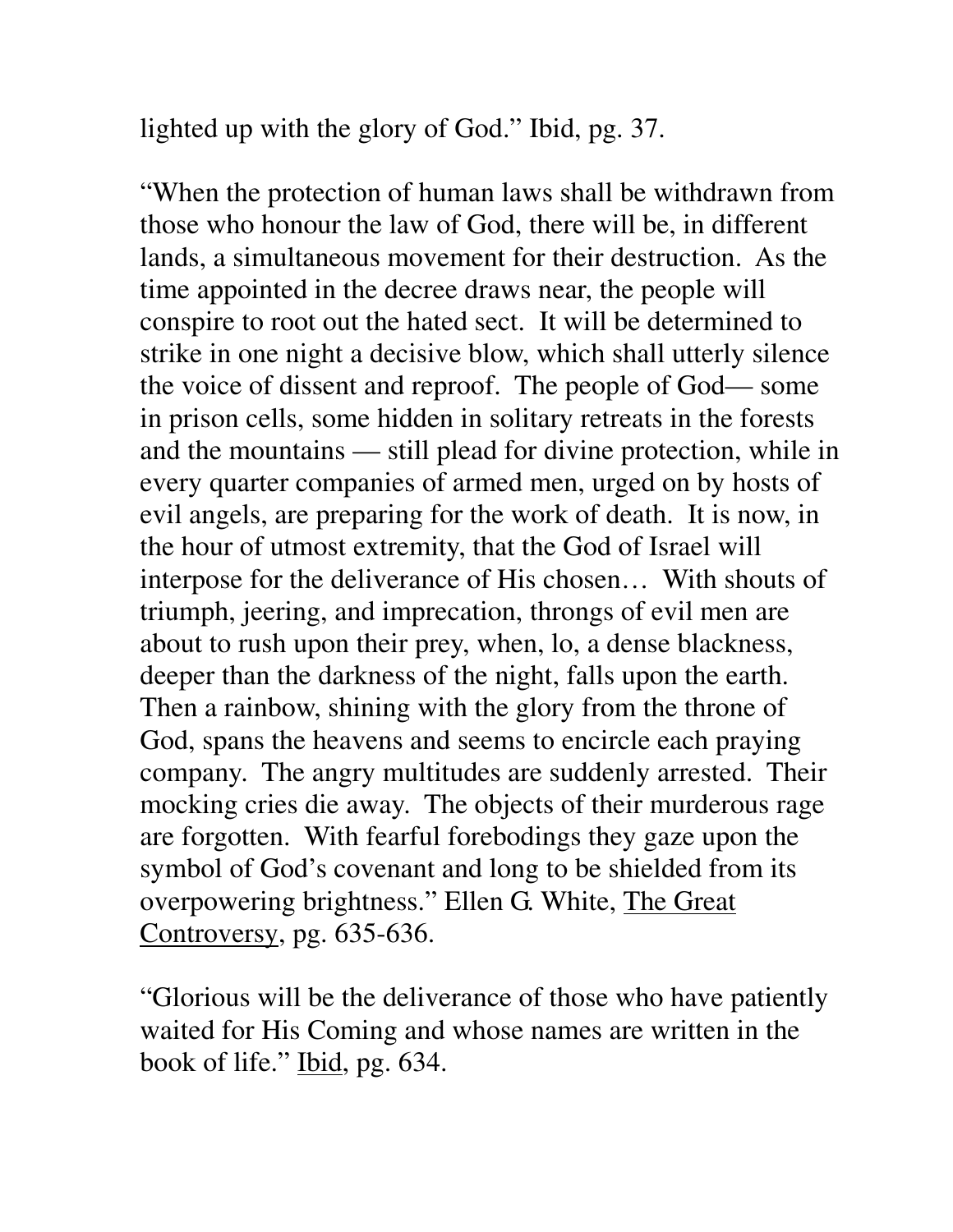lighted up with the glory of God." Ibid, pg. 37.

"When the protection of human laws shall be withdrawn from those who honour the law of God, there will be, in different lands, a simultaneous movement for their destruction. As the time appointed in the decree draws near, the people will conspire to root out the hated sect. It will be determined to strike in one night a decisive blow, which shall utterly silence the voice of dissent and reproof. The people of God— some in prison cells, some hidden in solitary retreats in the forests and the mountains — still plead for divine protection, while in every quarter companies of armed men, urged on by hosts of evil angels, are preparing for the work of death. It is now, in the hour of utmost extremity, that the God of Israel will interpose for the deliverance of His chosen… With shouts of triumph, jeering, and imprecation, throngs of evil men are about to rush upon their prey, when, lo, a dense blackness, deeper than the darkness of the night, falls upon the earth. Then a rainbow, shining with the glory from the throne of God, spans the heavens and seems to encircle each praying company. The angry multitudes are suddenly arrested. Their mocking cries die away. The objects of their murderous rage are forgotten. With fearful forebodings they gaze upon the symbol of God's covenant and long to be shielded from its overpowering brightness." Ellen G. White, The Great Controversy, pg. 635-636.

"Glorious will be the deliverance of those who have patiently waited for His Coming and whose names are written in the book of life." Ibid, pg. 634.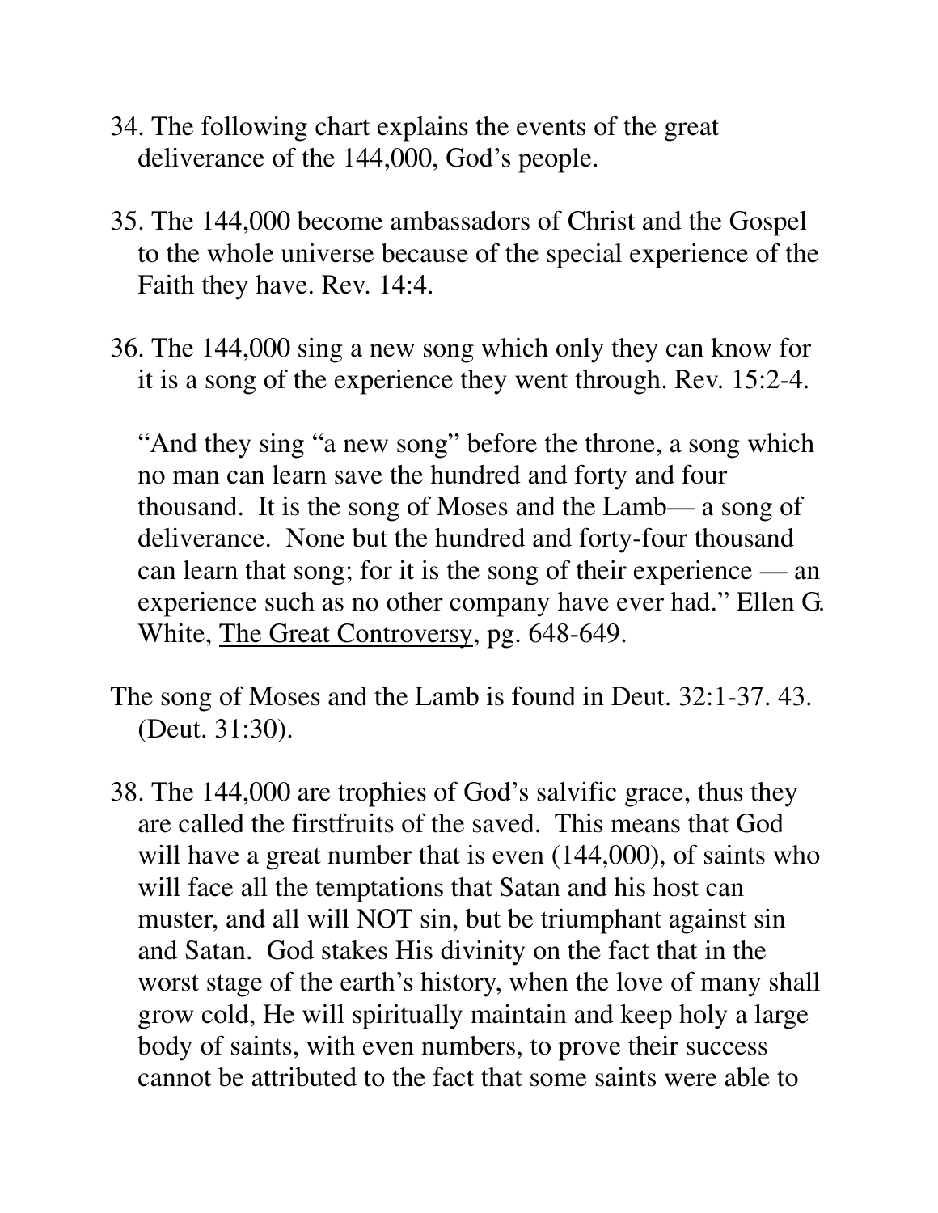34. The following chart explains the events of the great deliverance of the 144,000, God's people.

35. The 144,000 become ambassadors of Christ and the Gospel to the whole universe because of the special experience of the Faith they have. Rev. 14:4.

36. The 144,000 sing a new song which only they can know for it is a song of the experience they went through. Rev. 15:2-4.

"And they sing "a new song" before the throne, a song which no man can learn save the hundred and forty and four thousand. It is the song of Moses and the Lamb— a song of deliverance. None but the hundred and forty-four thousand can learn that song; for it is the song of their experience — an experience such as no other company have ever had." Ellen G. White, The Great Controversy, pg. 648-649.

The song of Moses and the Lamb is found in Deut. 32:1-37. 43. (Deut. 31:30).

38. The 144,000 are trophies of God's salvific grace, thus they are called the firstfruits of the saved. This means that God will have a great number that is even (144,000), of saints who will face all the temptations that Satan and his host can muster, and all will NOT sin, but be triumphant against sin and Satan. God stakes His divinity on the fact that in the worst stage of the earth's history, when the love of many shall grow cold, He will spiritually maintain and keep holy a large body of saints, with even numbers, to prove their success cannot be attributed to the fact that some saints were able to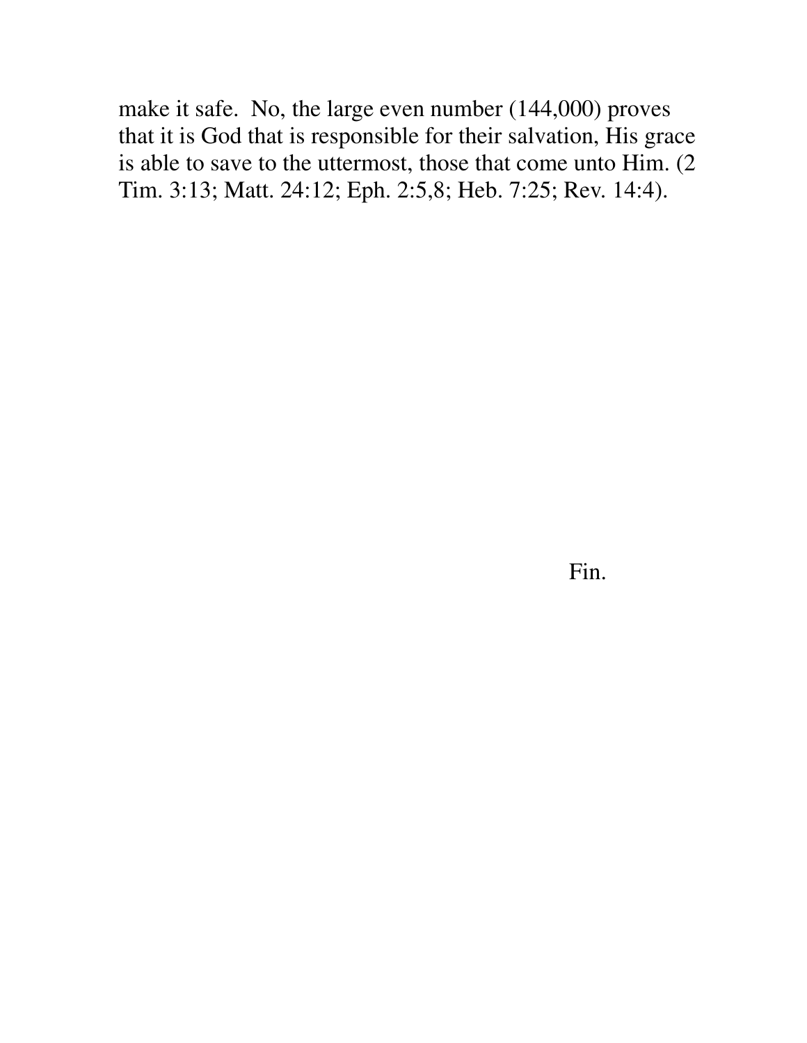make it safe. No, the large even number (144,000) proves that it is God that is responsible for their salvation, His grace is able to save to the uttermost, those that come unto Him. (2 Tim. 3:13; Matt. 24:12; Eph. 2:5,8; Heb. 7:25; Rev. 14:4).

Fin.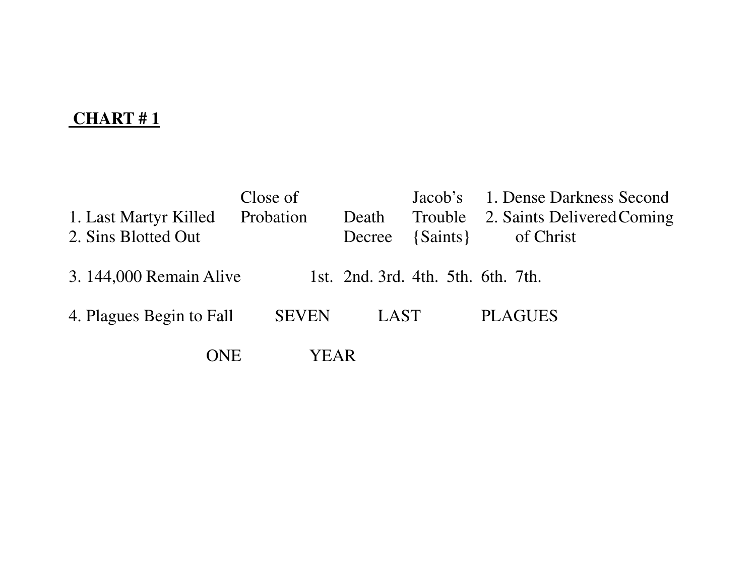**CHART # 1**

Close of Probation

Death Decree

Jacob's Trouble {Saints}

1. Dense Darkness
2. Saints Delivered

Second Coming of Christ

1. Last Martyr Killed
2. Sins Blotted Out
3. 144,000 Remain Alive
4. Plagues Begin to Fall

1st. 2nd. 3rd. 4th. 5th. 6th. 7th.

SEVEN LAST PLAGUES

ONE YEAR